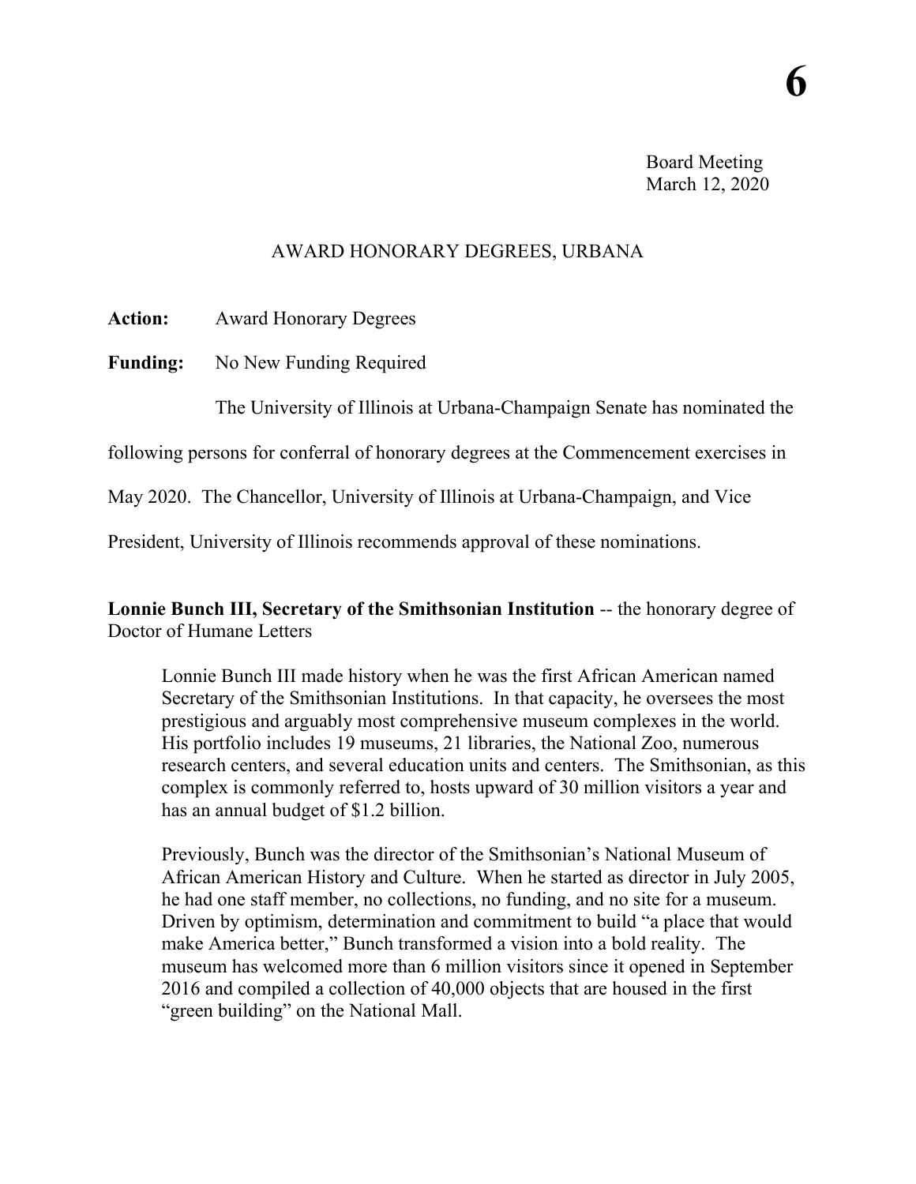**6**

Board Meeting
March 12, 2020

# AWARD HONORARY DEGREES, URBANA

**Action:** Award Honorary Degrees

**Funding:** No New Funding Required

The University of Illinois at Urbana-Champaign Senate has nominated the following persons for conferral of honorary degrees at the Commencement exercises in May 2020. The Chancellor, University of Illinois at Urbana-Champaign, and Vice President, University of Illinois recommends approval of these nominations.

**Lonnie Bunch III, Secretary of the Smithsonian Institution** -- the honorary degree of Doctor of Humane Letters

> Lonnie Bunch III made history when he was the first African American named Secretary of the Smithsonian Institutions. In that capacity, he oversees the most prestigious and arguably most comprehensive museum complexes in the world. His portfolio includes 19 museums, 21 libraries, the National Zoo, numerous research centers, and several education units and centers. The Smithsonian, as this complex is commonly referred to, hosts upward of 30 million visitors a year and has an annual budget of $1.2 billion.
>
> Previously, Bunch was the director of the Smithsonian's National Museum of African American History and Culture. When he started as director in July 2005, he had one staff member, no collections, no funding, and no site for a museum. Driven by optimism, determination and commitment to build "a place that would make America better," Bunch transformed a vision into a bold reality. The museum has welcomed more than 6 million visitors since it opened in September 2016 and compiled a collection of 40,000 objects that are housed in the first "green building" on the National Mall.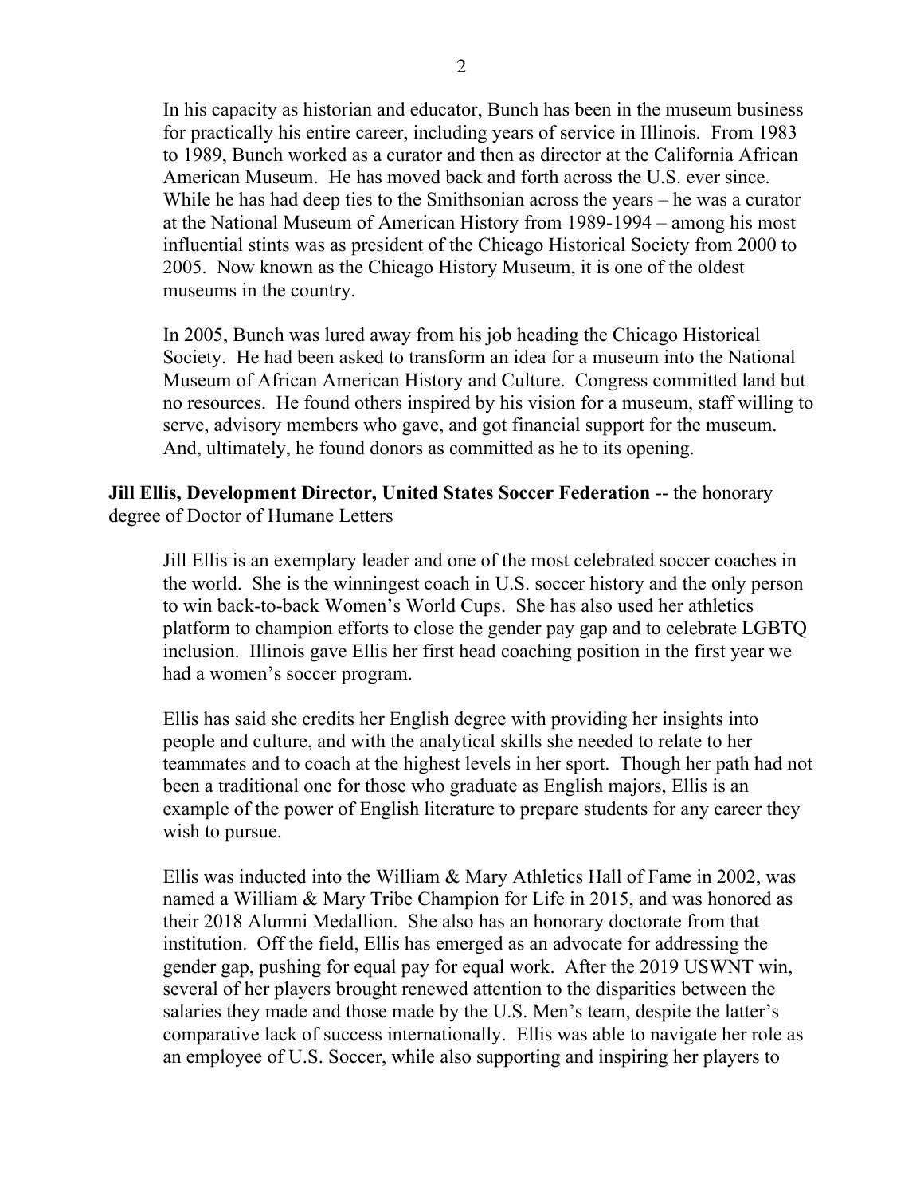In his capacity as historian and educator, Bunch has been in the museum business for practically his entire career, including years of service in Illinois. From 1983 to 1989, Bunch worked as a curator and then as director at the California African American Museum. He has moved back and forth across the U.S. ever since. While he has had deep ties to the Smithsonian across the years – he was a curator at the National Museum of American History from 1989-1994 – among his most influential stints was as president of the Chicago Historical Society from 2000 to 2005. Now known as the Chicago History Museum, it is one of the oldest museums in the country.

In 2005, Bunch was lured away from his job heading the Chicago Historical Society. He had been asked to transform an idea for a museum into the National Museum of African American History and Culture. Congress committed land but no resources. He found others inspired by his vision for a museum, staff willing to serve, advisory members who gave, and got financial support for the museum. And, ultimately, he found donors as committed as he to its opening.

**Jill Ellis, Development Director, United States Soccer Federation** -- the honorary degree of Doctor of Humane Letters

Jill Ellis is an exemplary leader and one of the most celebrated soccer coaches in the world. She is the winningest coach in U.S. soccer history and the only person to win back-to-back Women's World Cups. She has also used her athletics platform to champion efforts to close the gender pay gap and to celebrate LGBTQ inclusion. Illinois gave Ellis her first head coaching position in the first year we had a women's soccer program.

Ellis has said she credits her English degree with providing her insights into people and culture, and with the analytical skills she needed to relate to her teammates and to coach at the highest levels in her sport. Though her path had not been a traditional one for those who graduate as English majors, Ellis is an example of the power of English literature to prepare students for any career they wish to pursue.

Ellis was inducted into the William & Mary Athletics Hall of Fame in 2002, was named a William & Mary Tribe Champion for Life in 2015, and was honored as their 2018 Alumni Medallion. She also has an honorary doctorate from that institution. Off the field, Ellis has emerged as an advocate for addressing the gender gap, pushing for equal pay for equal work. After the 2019 USWNT win, several of her players brought renewed attention to the disparities between the salaries they made and those made by the U.S. Men's team, despite the latter's comparative lack of success internationally. Ellis was able to navigate her role as an employee of U.S. Soccer, while also supporting and inspiring her players to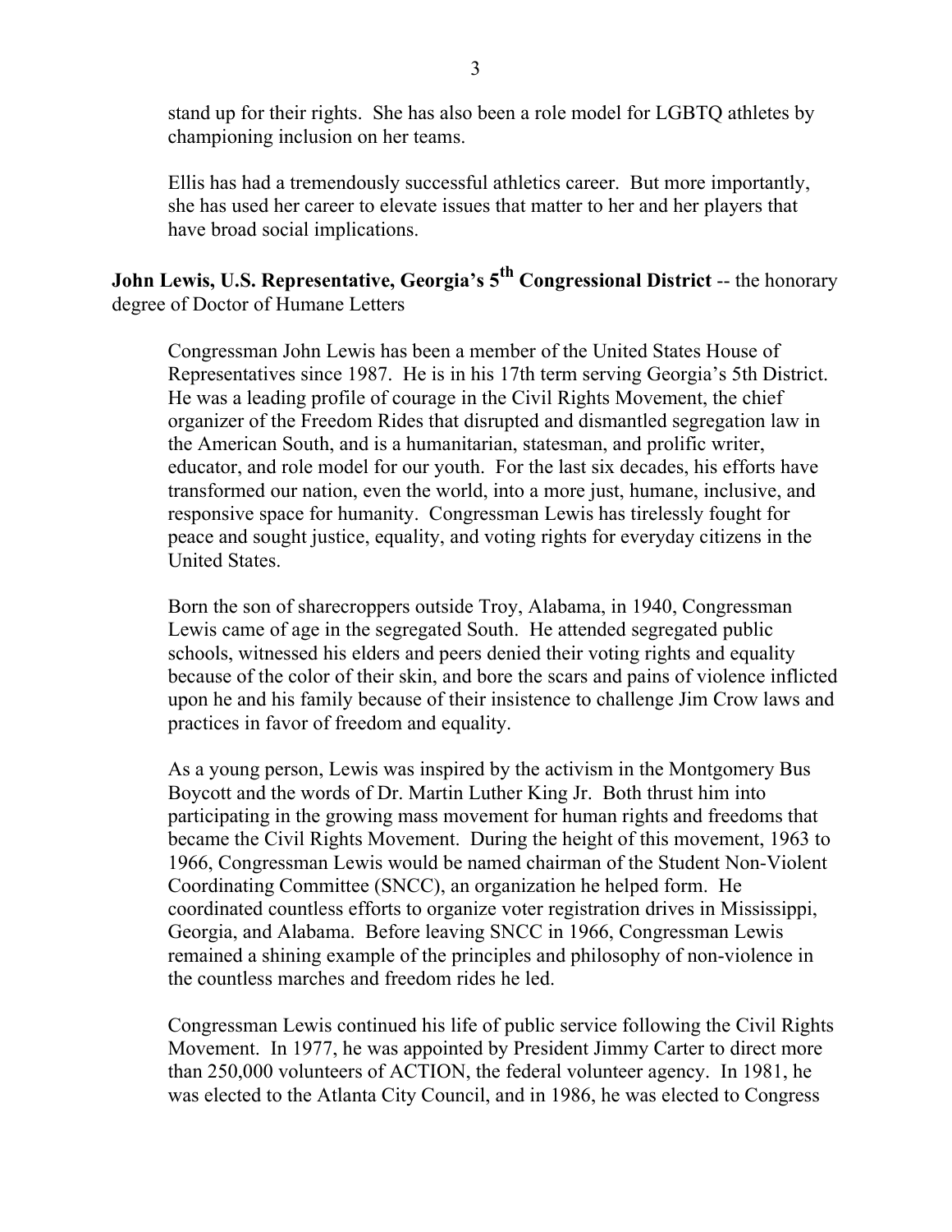stand up for their rights. She has also been a role model for LGBTQ athletes by championing inclusion on her teams.

Ellis has had a tremendously successful athletics career. But more importantly, she has used her career to elevate issues that matter to her and her players that have broad social implications.

**John Lewis, U.S. Representative, Georgia's 5th Congressional District** -- the honorary degree of Doctor of Humane Letters

Congressman John Lewis has been a member of the United States House of Representatives since 1987. He is in his 17th term serving Georgia's 5th District. He was a leading profile of courage in the Civil Rights Movement, the chief organizer of the Freedom Rides that disrupted and dismantled segregation law in the American South, and is a humanitarian, statesman, and prolific writer, educator, and role model for our youth. For the last six decades, his efforts have transformed our nation, even the world, into a more just, humane, inclusive, and responsive space for humanity. Congressman Lewis has tirelessly fought for peace and sought justice, equality, and voting rights for everyday citizens in the United States.

Born the son of sharecroppers outside Troy, Alabama, in 1940, Congressman Lewis came of age in the segregated South. He attended segregated public schools, witnessed his elders and peers denied their voting rights and equality because of the color of their skin, and bore the scars and pains of violence inflicted upon he and his family because of their insistence to challenge Jim Crow laws and practices in favor of freedom and equality.

As a young person, Lewis was inspired by the activism in the Montgomery Bus Boycott and the words of Dr. Martin Luther King Jr. Both thrust him into participating in the growing mass movement for human rights and freedoms that became the Civil Rights Movement. During the height of this movement, 1963 to 1966, Congressman Lewis would be named chairman of the Student Non-Violent Coordinating Committee (SNCC), an organization he helped form. He coordinated countless efforts to organize voter registration drives in Mississippi, Georgia, and Alabama. Before leaving SNCC in 1966, Congressman Lewis remained a shining example of the principles and philosophy of non-violence in the countless marches and freedom rides he led.

Congressman Lewis continued his life of public service following the Civil Rights Movement. In 1977, he was appointed by President Jimmy Carter to direct more than 250,000 volunteers of ACTION, the federal volunteer agency. In 1981, he was elected to the Atlanta City Council, and in 1986, he was elected to Congress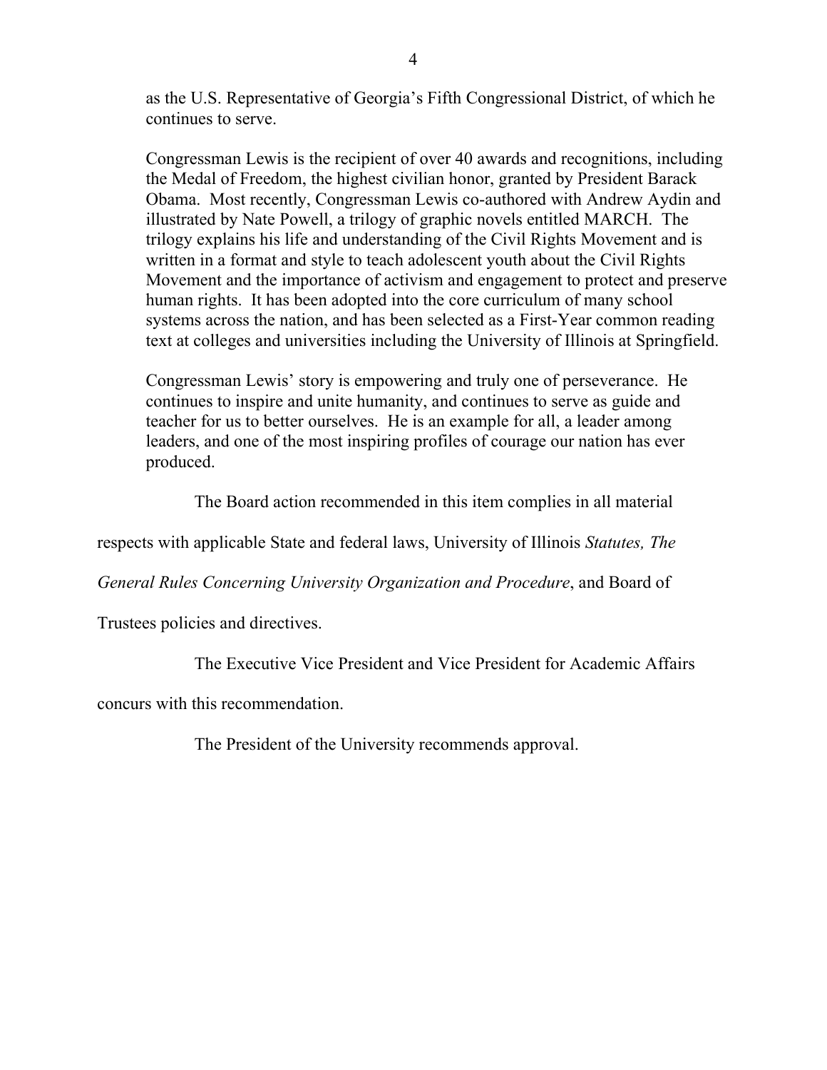as the U.S. Representative of Georgia's Fifth Congressional District, of which he continues to serve.

Congressman Lewis is the recipient of over 40 awards and recognitions, including the Medal of Freedom, the highest civilian honor, granted by President Barack Obama. Most recently, Congressman Lewis co-authored with Andrew Aydin and illustrated by Nate Powell, a trilogy of graphic novels entitled MARCH. The trilogy explains his life and understanding of the Civil Rights Movement and is written in a format and style to teach adolescent youth about the Civil Rights Movement and the importance of activism and engagement to protect and preserve human rights. It has been adopted into the core curriculum of many school systems across the nation, and has been selected as a First-Year common reading text at colleges and universities including the University of Illinois at Springfield.

Congressman Lewis' story is empowering and truly one of perseverance. He continues to inspire and unite humanity, and continues to serve as guide and teacher for us to better ourselves. He is an example for all, a leader among leaders, and one of the most inspiring profiles of courage our nation has ever produced.

The Board action recommended in this item complies in all material respects with applicable State and federal laws, University of Illinois *Statutes, The General Rules Concerning University Organization and Procedure*, and Board of Trustees policies and directives.

The Executive Vice President and Vice President for Academic Affairs concurs with this recommendation.

The President of the University recommends approval.